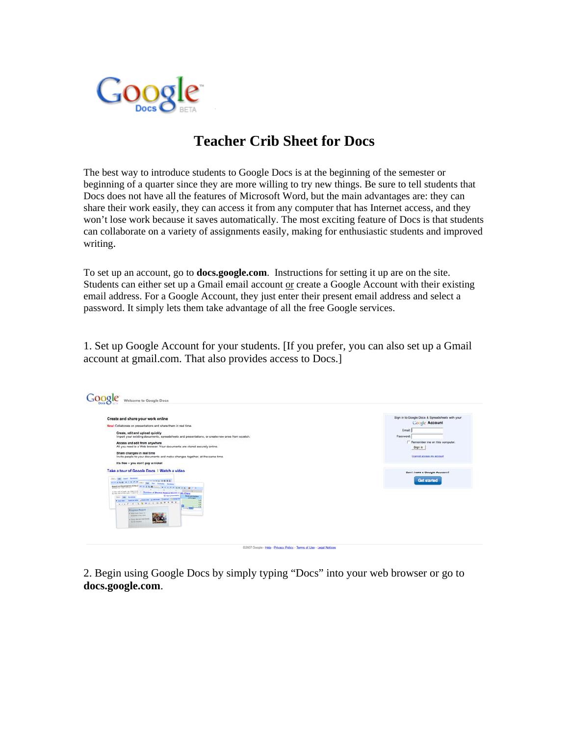# Teacher Crib Sheet for Docs

The best way to introduce students to Google Docs is at the beginning of the semester or beginning of a quarter since they are more willing to try new things. Be sure to tell students that Docs does not have all the features of Microsoft Word, but the main advantages are: they can share their work easily, they can access it from any computer that has Internet access, and they won't lose work because it saves automatically. The most exciting feature of Docs is that students can collaborate on a variety of assignments easily, making for enthusiastic students and improved writing.

To set up an account, go to **docs.google.com**. Instructions for setting it up are on the site. Students can either set up a Gmail email account <u>or</u> create a Google Account with their existing email address. For a Google Account, they just enter their present email address and select a password. It simply lets them take advantage of all the free Google services.

1. Set up Google Account for your students. [If you prefer, you can also set up a Gmail account at gmail.com. That also provides access to Docs.]

2. Begin using Google Docs by simply typing "Docs" into your web browser or go to **docs.google.com**.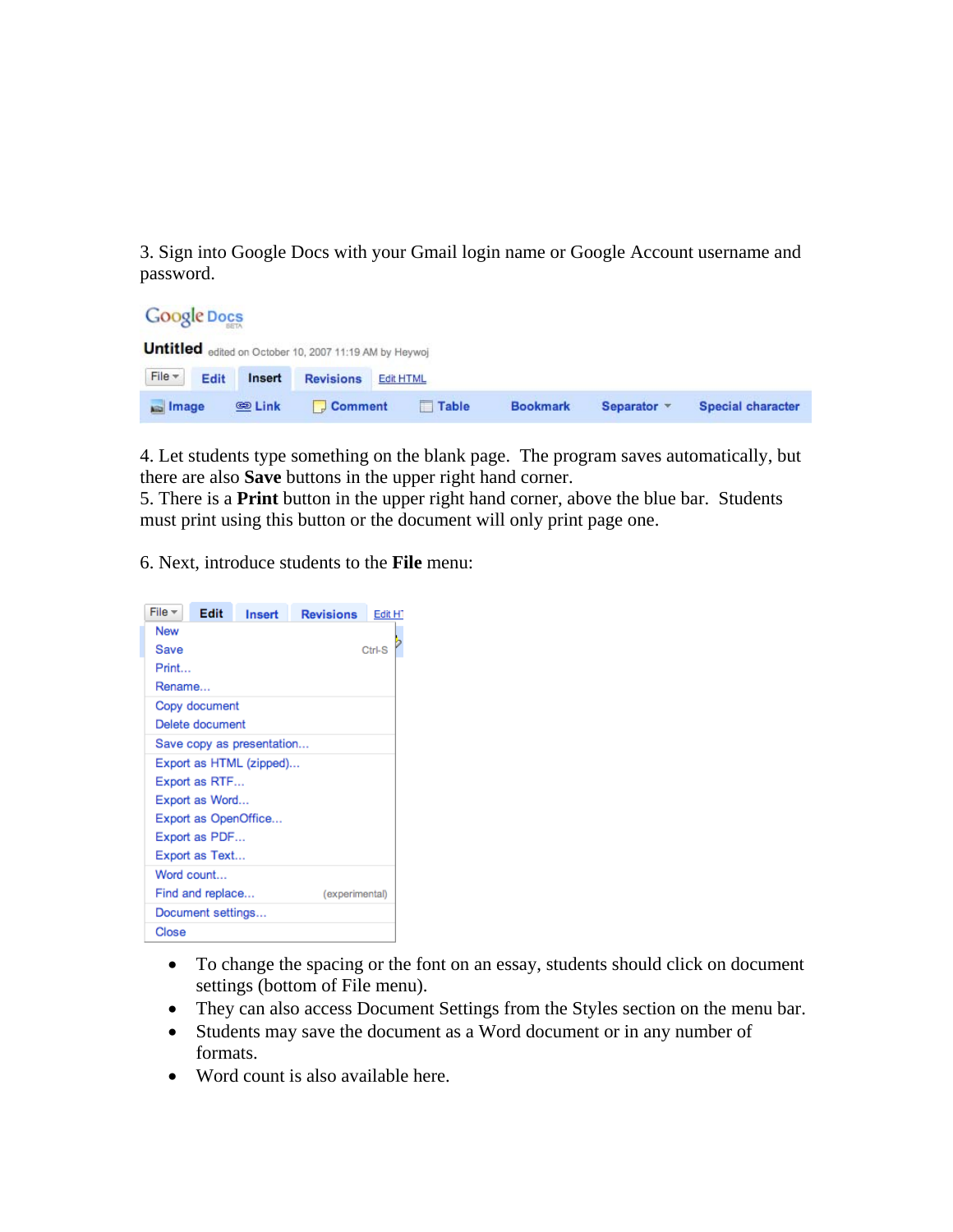3. Sign into Google Docs with your Gmail login name or Google Account username and password.

4. Let students type something on the blank page. The program saves automatically, but there are also **Save** buttons in the upper right hand corner.
5. There is a **Print** button in the upper right hand corner, above the blue bar. Students must print using this button or the document will only print page one.

6. Next, introduce students to the **File** menu:

- To change the spacing or the font on an essay, students should click on document settings (bottom of File menu).
- They can also access Document Settings from the Styles section on the menu bar.
- Students may save the document as a Word document or in any number of formats.
- Word count is also available here.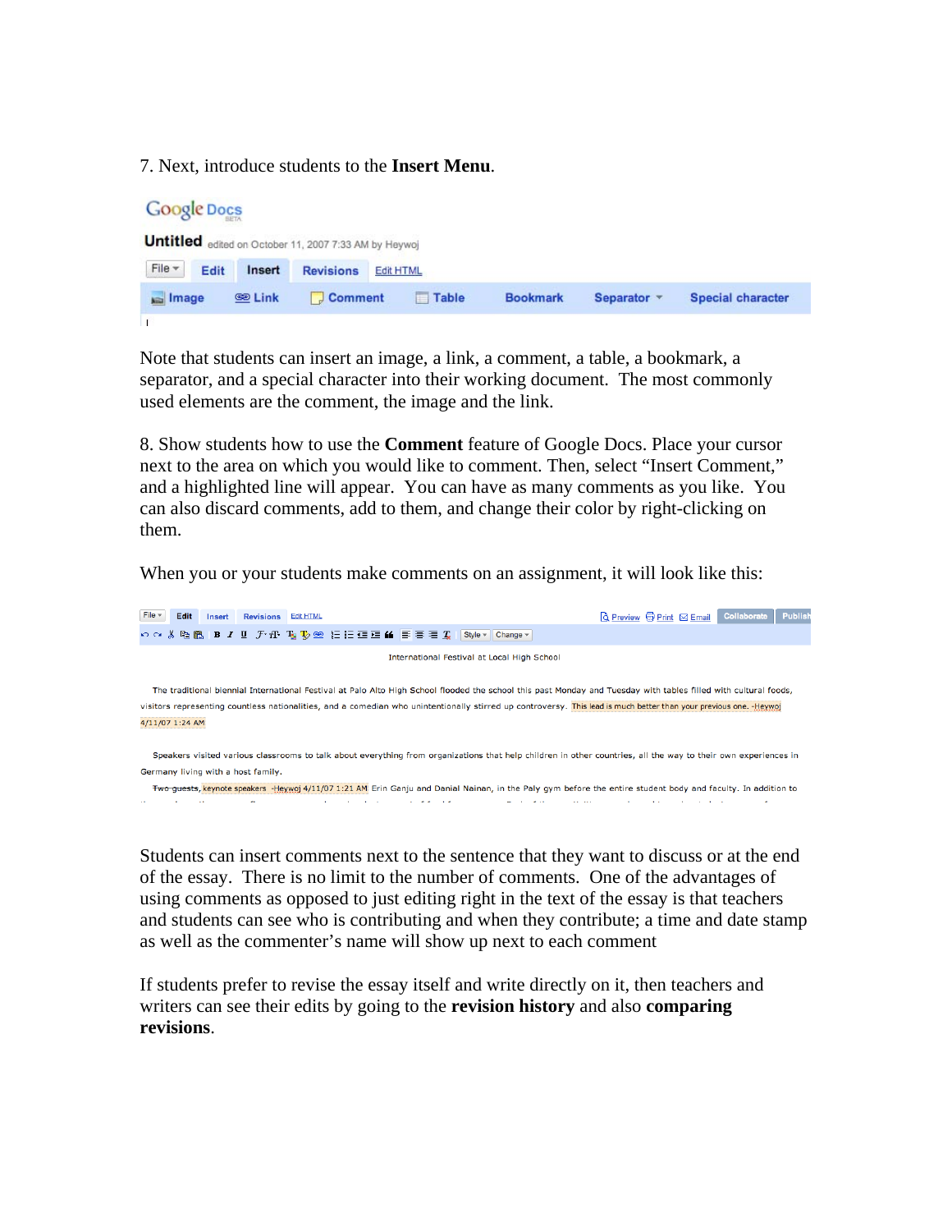7. Next, introduce students to the **Insert Menu**.

Note that students can insert an image, a link, a comment, a table, a bookmark, a separator, and a special character into their working document. The most commonly used elements are the comment, the image and the link.

8. Show students how to use the **Comment** feature of Google Docs. Place your cursor next to the area on which you would like to comment. Then, select "Insert Comment," and a highlighted line will appear. You can have as many comments as you like. You can also discard comments, add to them, and change their color by right-clicking on them.

When you or your students make comments on an assignment, it will look like this:

Students can insert comments next to the sentence that they want to discuss or at the end of the essay. There is no limit to the number of comments. One of the advantages of using comments as opposed to just editing right in the text of the essay is that teachers and students can see who is contributing and when they contribute; a time and date stamp as well as the commenter's name will show up next to each comment

If students prefer to revise the essay itself and write directly on it, then teachers and writers can see their edits by going to the **revision history** and also **comparing revisions**.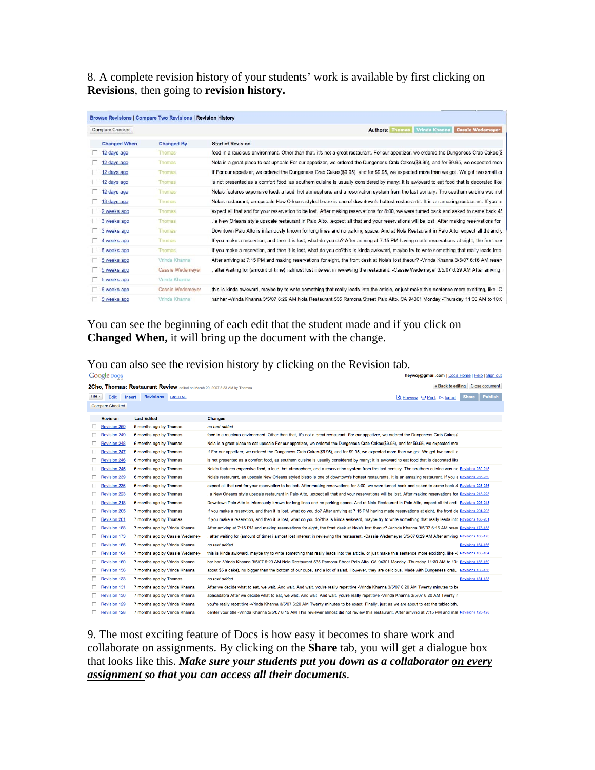8. A complete revision history of your students' work is available by first clicking on **Revisions**, then going to **revision history.**

Browse Revisions | Compare Two Revisions | Revision History

Compare Checked

Authors: Thomas | Vrinda Khanna | Cassie Wedemeyer

| | Changed When | Changed By | Start of Revision |
|---|---|---|---|
| ☐ | 12 days ago | Thomas | food in a raucious environment. Other than that, it's not a great restaurant. For our appetizer, we ordered the Dungeness Crab Cakes($ |
| ☐ | 12 days ago | Thomas | Nola is a great place to eat upscale For our appetizer, we ordered the Dungeness Crab Cakes($9.95), and for $9.95, we expected more |
| ☐ | 12 days ago | Thomas | If For our appetizer, we ordered the Dungeness Crab Cakes($9.95), and for $9.95, we expected more than we got. We got two small cr |
| ☐ | 12 days ago | Thomas | is not presented as a comfort food, as southern cuisine is usually considered by many; it is awkward to eat food that is decorated like |
| ☐ | 12 days ago | Thomas | Nola's features expensive food, a loud, hot atmosphere, and a reservation system from the last century. The southern cuisine was not |
| ☐ | 13 days ago | Thomas | Nola's restaurant, an upscale New Orleans styled bistro is one of downtown's hottest restaurants. It is an amazing restaurant. If you ar |
| ☐ | 2 weeks ago | Thomas | expect all that and for your reservation to be lost. After making reservations for 8:00, we were turned back and asked to came back 45 |
| ☐ | 3 weeks ago | Thomas | , a New Orleans style upscale restaurant in Palo Alto, ,expect all that and your reservations will be lost. After making reservations for |
| ☐ | 3 weeks ago | Thomas | Downtown Palo Alto is infamously known for long lines and no parking space. And at Nola Restaurant in Palo Alto, expect all tht and y |
| ☐ | 4 weeks ago | Thomas | If you make a reservtion, and then it is lost, what do you do? After arriving at 7:15 PM having made reservations at eight, the front des |
| ☐ | 5 weeks ago | Thomas | If you make a reservtion, and then it is lost, what do you do?this is kinda awkward, maybe try to write something that really leads into |
| ☐ | 5 weeks ago | Vrinda Khanna | After arriving at 7:15 PM and making reservations for eight, the front desk at Nola's lost theour? -Vrinda Khanna 3/5/07 6:16 AM reserv |
| ☐ | 5 weeks ago | Cassie Wedemeyer | , after waiting for (amount of time) i almost lost interest in reviewing the restaurant. -Cassie Wedemeyer 3/5/07 6:29 AM After arriving |
| ☐ | 5 weeks ago | Vrinda Khanna | |
| ☐ | 5 weeks ago | Cassie Wedemeyer | this is kinda awkward, maybe try to write something that really leads into the article, or just make this sentence more excititng, like -C |
| ☐ | 5 weeks ago | Vrinda Khanna | har har -Vrinda Khanna 3/5/07 6:29 AM Nola Restaurant 535 Ramona Street Palo Alto, CA 94301 Monday -Thursday 11:30 AM to 10:0 |

You can see the beginning of each edit that the student made and if you click on **Changed When,** it will bring up the document with the change.

You can also see the revision history by clicking on the Revision tab.

Google Docs — heywoj@gmail.com | Docs Home | Help | Sign out

**2Cho, Thomas: Restaurant Review** edited on March 29, 2007 8:33 AM by Thomas — « Back to editing | Close document

File | Edit | Insert | Revisions | Edit HTML — Preview | Print | Email | Share | Publish

Compare Checked

| | Revision | Last Edited | Changes |
|---|---|---|---|
| ☐ | Revision 250 | 5 months ago by Thomas | *no text added* |
| ☐ | Revision 249 | 6 months ago by Thomas | food in a raucious environment. Other than that, it's not a great restaurant. For our appetizer, we ordered the Dungeness Crab Cakes( |
| ☐ | Revision 248 | 6 months ago by Thomas | Nola is a great place to eat upscale For our appetizer, we ordered the Dungeness Crab Cakes($9.95), and for $9.95, we expected mor |
| ☐ | Revision 247 | 6 months ago by Thomas | If For our appetizer, we ordered the Dungeness Crab Cakes($9.95), and for $9.95, we expected more than we got. We got two small c |
| ☐ | Revision 246 | 6 months ago by Thomas | is not presented as a comfort food, as southern cuisine is usually considered by many; it is awkward to eat food that is decorated like |
| ☐ | Revision 245 | 6 months ago by Thomas | Nola's features expensive food, a loud, hot atmosphere, and a reservation system from the last century. The southern cuisine was nc Revisions 239-245 |
| ☐ | Revision 239 | 6 months ago by Thomas | Nola's restaurant, an upscale New Orleans styled bistro is one of downtown's hottest restaurants. It is an amazing restaurant. If you a Revisions 236-239 |
| ☐ | Revision 236 | 6 months ago by Thomas | expect all that and for your reservation to be lost. After making reservations for 8:00, we were turned back and asked to came back 4 Revisions 223-236 |
| ☐ | Revision 223 | 6 months ago by Thomas | , a New Orleans style upscale restaurant in Palo Alto, ,expect all that and your reservations will be lost. After making reservations for Revisions 218-223 |
| ☐ | Revision 218 | 6 months ago by Thomas | Downtown Palo Alto is infamously known for long lines and no parking space. And at Nola Restaurant in Palo Alto, expect all tht and Revisions 205-218 |
| ☐ | Revision 205 | 7 months ago by Thomas | If you make a reservtion, and then it is lost, what do you do? After arriving at 7:15 PM having made reservations at eight, the front de Revisions 201-205 |
| ☐ | Revision 201 | 7 months ago by Thomas | If you make a reservtion, and then it is lost, what do you do?this is kinda awkward, maybe try to write something that really leads into Revisions 188-201 |
| ☐ | Revision 188 | 7 months ago by Vrinda Khanna | After arriving at 7:15 PM and making reservations for eight, the front desk at Nola's lost theour? -Vrinda Khanna 3/5/07 6:16 AM reser Revisions 173-188 |
| ☐ | Revision 173 | 7 months ago by Cassie Wedemeyer | , after waiting for (amount of time) i almost lost interest in reviewing the restaurant. -Cassie Wedemeyer 3/5/07 6:29 AM After arriving Revisions 166-173 |
| ☐ | Revision 166 | 7 months ago by Vrinda Khanna | *no text added* Revisions 164-166 |
| ☐ | Revision 164 | 7 months ago by Cassie Wedemeyer | this is kinda awkward, maybe try to write something that really leads into the article, or just make this sentence more excititng, like -( Revisions 160-164 |
| ☐ | Revision 160 | 7 months ago by Vrinda Khanna | har har -Vrinda Khanna 3/5/07 6:29 AM Nola Restaurant 535 Ramona Street Palo Alto, CA 94301 Monday -Thursday 11:30 AM to 10: Revisions 156-160 |
| ☐ | Revision 156 | 7 months ago by Vrinda Khanna | about $5 a cake), no bigger than the bottom of our cups, and a lot of salad. However, they are delicious. Made with Dungeness crab, Revisions 133-156 |
| ☐ | Revision 133 | 7 months ago by Thomas | *no text added* Revisions 131-133 |
| ☐ | Revision 131 | 7 months ago by Vrinda Khanna | After we decide what to eat, we wait. And wait. And wait. you're really repetitive -Vrinda Khanna 3/5/07 6:20 AM Twenty minutes to be |
| ☐ | Revision 130 | 7 months ago by Vrinda Khanna | abacadabra After we decide what to eat, we wait. And wait. And wait. you're really repetitive -Vrinda Khanna 3/5/07 6:20 AM Twenty r |
| ☐ | Revision 129 | 7 months ago by Vrinda Khanna | you're really repetitive -Vrinda Khanna 3/5/07 6:20 AM Twenty minutes to be exact. Finally, just as we are about to eat the tablecloth, |
| ☐ | Revision 128 | 7 months ago by Vrinda Khanna | center your title -Vrinda Khanna 3/5/07 6:15 AM This reviewer almost did not review this restaurant. After arriving at 7:15 PM and mal Revisions 120-128 |

9. The most exciting feature of Docs is how easy it becomes to share work and collaborate on assignments. By clicking on the **Share** tab, you will get a dialogue box that looks like this. ***Make sure your students put you down as a collaborator <u>on every assignment</u> so that you can access all their documents***.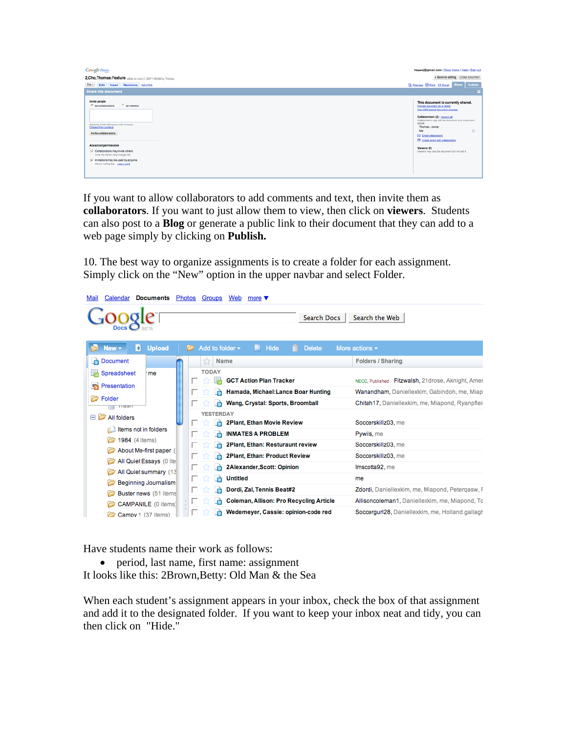If you want to allow collaborators to add comments and text, then invite them as **collaborators**. If you want to just allow them to view, then click on **viewers**. Students can also post to a **Blog** or generate a public link to their document that they can add to a web page simply by clicking on **Publish.**

10. The best way to organize assignments is to create a folder for each assignment. Simply click on the "New" option in the upper navbar and select Folder.

Have students name their work as follows:

- period, last name, first name: assignment

It looks like this: 2Brown,Betty: Old Man & the Sea

When each student's assignment appears in your inbox, check the box of that assignment and add it to the designated folder. If you want to keep your inbox neat and tidy, you can then click on "Hide."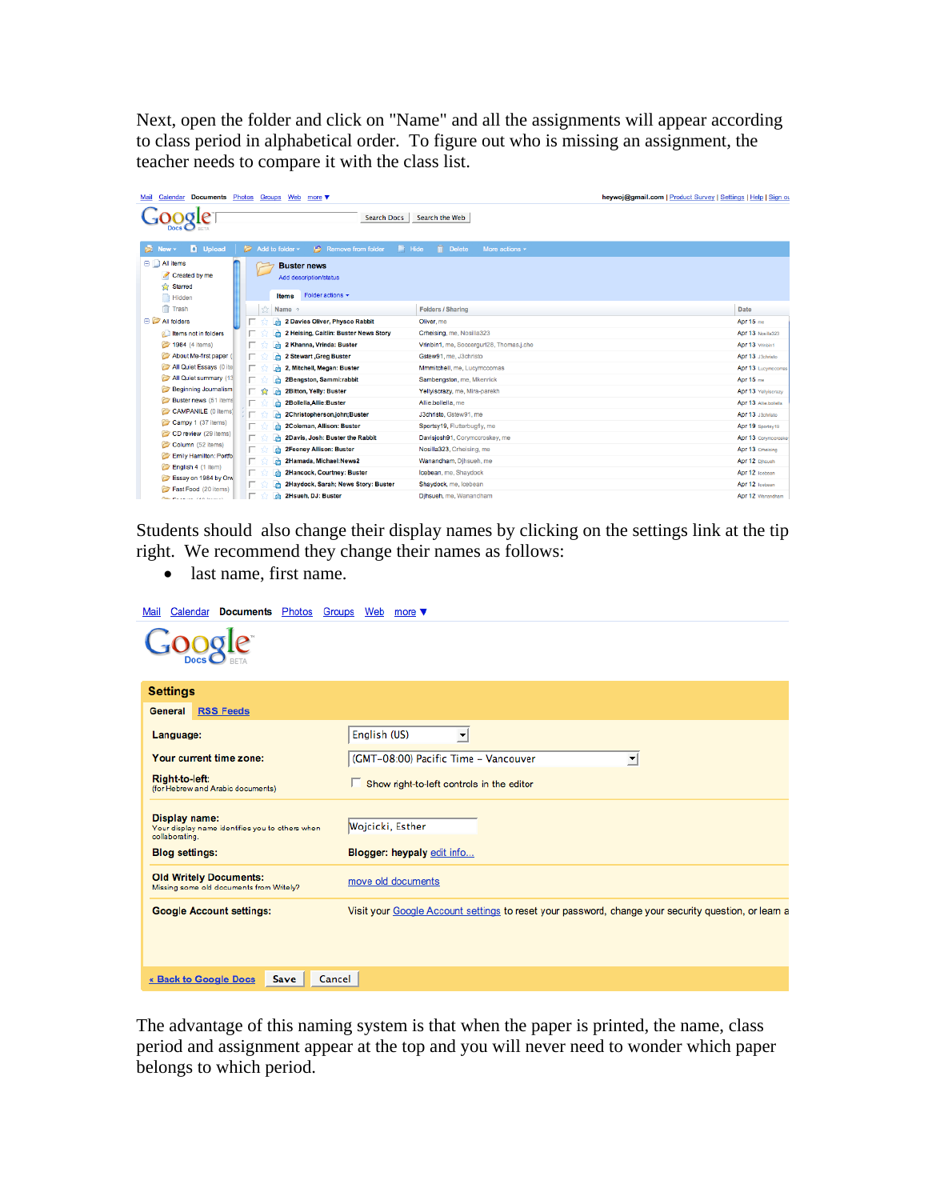Next, open the folder and click on "Name" and all the assignments will appear according to class period in alphabetical order. To figure out who is missing an assignment, the teacher needs to compare it with the class list.

Students should also change their display names by clicking on the settings link at the tip right. We recommend they change their names as follows:

- last name, first name.

The advantage of this naming system is that when the paper is printed, the name, class period and assignment appear at the top and you will never need to wonder which paper belongs to which period.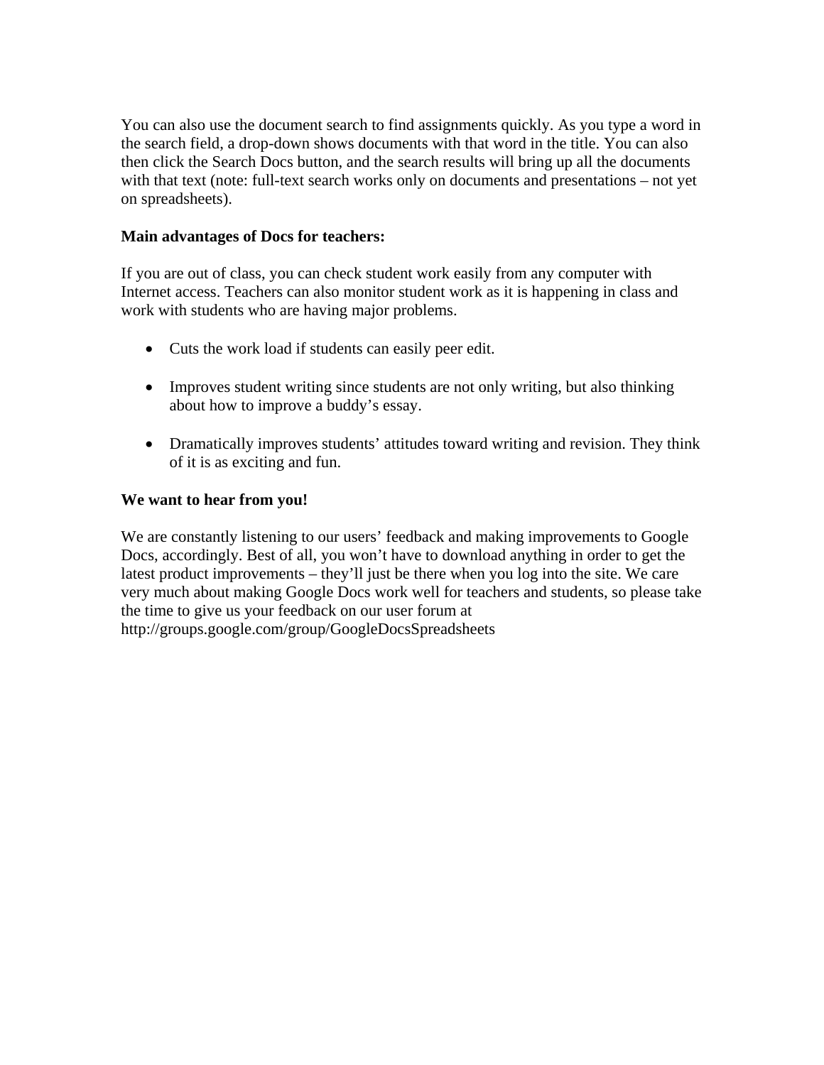You can also use the document search to find assignments quickly. As you type a word in the search field, a drop-down shows documents with that word in the title. You can also then click the Search Docs button, and the search results will bring up all the documents with that text (note: full-text search works only on documents and presentations – not yet on spreadsheets).

**Main advantages of Docs for teachers:**

If you are out of class, you can check student work easily from any computer with Internet access. Teachers can also monitor student work as it is happening in class and work with students who are having major problems.

- Cuts the work load if students can easily peer edit.

- Improves student writing since students are not only writing, but also thinking about how to improve a buddy's essay.

- Dramatically improves students' attitudes toward writing and revision. They think of it is as exciting and fun.

**We want to hear from you!**

We are constantly listening to our users' feedback and making improvements to Google Docs, accordingly. Best of all, you won't have to download anything in order to get the latest product improvements – they'll just be there when you log into the site. We care very much about making Google Docs work well for teachers and students, so please take the time to give us your feedback on our user forum at http://groups.google.com/group/GoogleDocsSpreadsheets